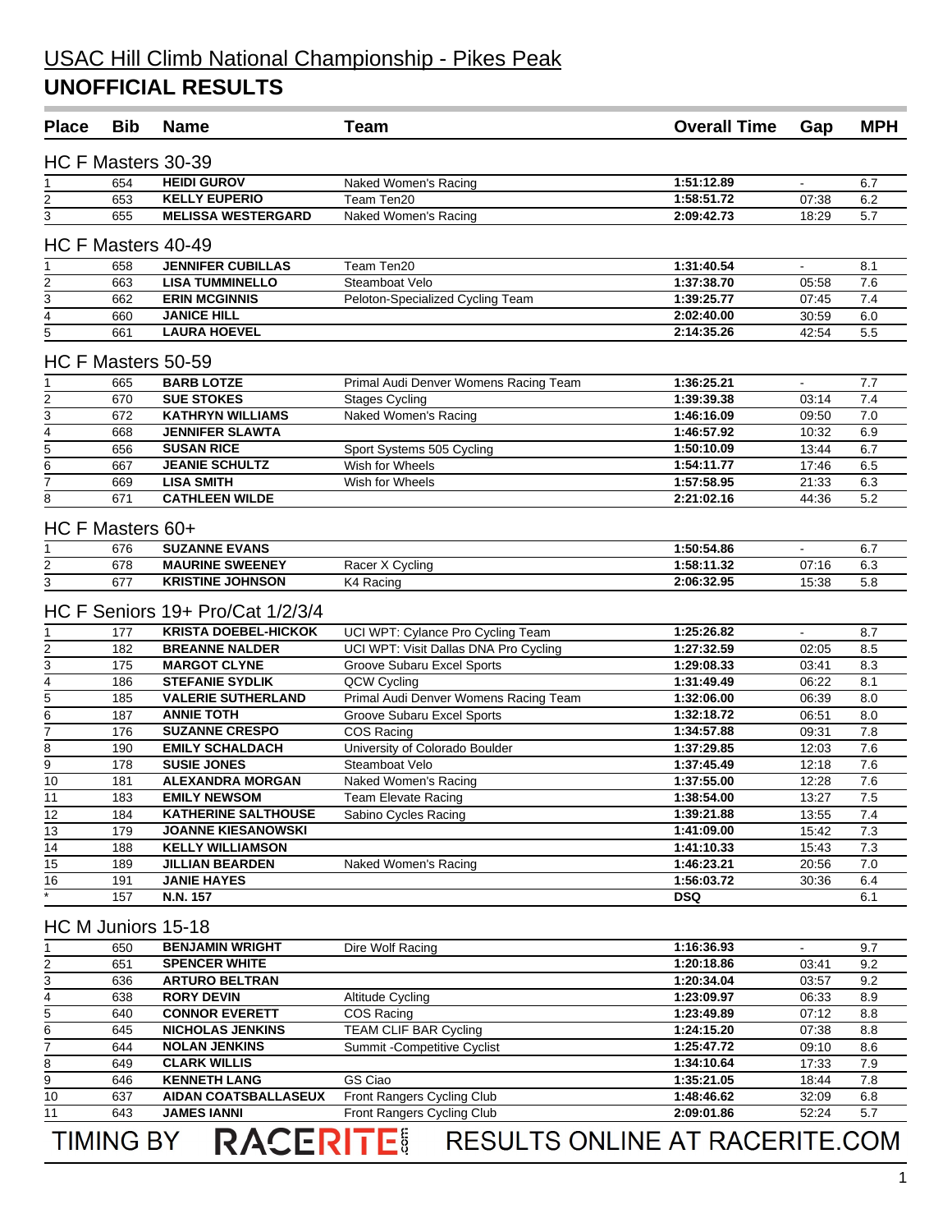# USAC Hill Climb National Championship - Pikes Peak

## UNOFFICIAL RESULTS

### HC F Masters 30-39

| Place | Bib | Name | Team | Overall Time | Gap | MPH |
|---|---|---|---|---|---|---|
| 1 | 654 | **HEIDI GUROV** | Naked Women's Racing | **1:51:12.89** | - | 6.7 |
| 2 | 653 | **KELLY EUPERIO** | Team Ten20 | **1:58:51.72** | 07:38 | 6.2 |
| 3 | 655 | **MELISSA WESTERGARD** | Naked Women's Racing | **2:09:42.73** | 18:29 | 5.7 |

### HC F Masters 40-49

| Place | Bib | Name | Team | Overall Time | Gap | MPH |
|---|---|---|---|---|---|---|
| 1 | 658 | **JENNIFER CUBILLAS** | Team Ten20 | **1:31:40.54** | - | 8.1 |
| 2 | 663 | **LISA TUMMINELLO** | Steamboat Velo | **1:37:38.70** | 05:58 | 7.6 |
| 3 | 662 | **ERIN MCGINNIS** | Peloton-Specialized Cycling Team | **1:39:25.77** | 07:45 | 7.4 |
| 4 | 660 | **JANICE HILL** | | **2:02:40.00** | 30:59 | 6.0 |
| 5 | 661 | **LAURA HOEVEL** | | **2:14:35.26** | 42:54 | 5.5 |

### HC F Masters 50-59

| Place | Bib | Name | Team | Overall Time | Gap | MPH |
|---|---|---|---|---|---|---|
| 1 | 665 | **BARB LOTZE** | Primal Audi Denver Womens Racing Team | **1:36:25.21** | - | 7.7 |
| 2 | 670 | **SUE STOKES** | Stages Cycling | **1:39:39.38** | 03:14 | 7.4 |
| 3 | 672 | **KATHRYN WILLIAMS** | Naked Women's Racing | **1:46:16.09** | 09:50 | 7.0 |
| 4 | 668 | **JENNIFER SLAWTA** | | **1:46:57.92** | 10:32 | 6.9 |
| 5 | 656 | **SUSAN RICE** | Sport Systems 505 Cycling | **1:50:10.09** | 13:44 | 6.7 |
| 6 | 667 | **JEANIE SCHULTZ** | Wish for Wheels | **1:54:11.77** | 17:46 | 6.5 |
| 7 | 669 | **LISA SMITH** | Wish for Wheels | **1:57:58.95** | 21:33 | 6.3 |
| 8 | 671 | **CATHLEEN WILDE** | | **2:21:02.16** | 44:36 | 5.2 |

### HC F Masters 60+

| Place | Bib | Name | Team | Overall Time | Gap | MPH |
|---|---|---|---|---|---|---|
| 1 | 676 | **SUZANNE EVANS** | | **1:50:54.86** | - | 6.7 |
| 2 | 678 | **MAURINE SWEENEY** | Racer X Cycling | **1:58:11.32** | 07:16 | 6.3 |
| 3 | 677 | **KRISTINE JOHNSON** | K4 Racing | **2:06:32.95** | 15:38 | 5.8 |

### HC F Seniors 19+ Pro/Cat 1/2/3/4

| Place | Bib | Name | Team | Overall Time | Gap | MPH |
|---|---|---|---|---|---|---|
| 1 | 177 | **KRISTA DOEBEL-HICKOK** | UCI WPT: Cylance Pro Cycling Team | **1:25:26.82** | - | 8.7 |
| 2 | 182 | **BREANNE NALDER** | UCI WPT: Visit Dallas DNA Pro Cycling | **1:27:32.59** | 02:05 | 8.5 |
| 3 | 175 | **MARGOT CLYNE** | Groove Subaru Excel Sports | **1:29:08.33** | 03:41 | 8.3 |
| 4 | 186 | **STEFANIE SYDLIK** | QCW Cycling | **1:31:49.49** | 06:22 | 8.1 |
| 5 | 185 | **VALERIE SUTHERLAND** | Primal Audi Denver Womens Racing Team | **1:32:06.00** | 06:39 | 8.0 |
| 6 | 187 | **ANNIE TOTH** | Groove Subaru Excel Sports | **1:32:18.72** | 06:51 | 8.0 |
| 7 | 176 | **SUZANNE CRESPO** | COS Racing | **1:34:57.88** | 09:31 | 7.8 |
| 8 | 190 | **EMILY SCHALDACH** | University of Colorado Boulder | **1:37:29.85** | 12:03 | 7.6 |
| 9 | 178 | **SUSIE JONES** | Steamboat Velo | **1:37:45.49** | 12:18 | 7.6 |
| 10 | 181 | **ALEXANDRA MORGAN** | Naked Women's Racing | **1:37:55.00** | 12:28 | 7.6 |
| 11 | 183 | **EMILY NEWSOM** | Team Elevate Racing | **1:38:54.00** | 13:27 | 7.5 |
| 12 | 184 | **KATHERINE SALTHOUSE** | Sabino Cycles Racing | **1:39:21.88** | 13:55 | 7.4 |
| 13 | 179 | **JOANNE KIESANOWSKI** | | **1:41:09.00** | 15:42 | 7.3 |
| 14 | 188 | **KELLY WILLIAMSON** | | **1:41:10.33** | 15:43 | 7.3 |
| 15 | 189 | **JILLIAN BEARDEN** | Naked Women's Racing | **1:46:23.21** | 20:56 | 7.0 |
| 16 | 191 | **JANIE HAYES** | | **1:56:03.72** | 30:36 | 6.4 |
| * | 157 | **N.N. 157** | | **DSQ** | | 6.1 |

### HC M Juniors 15-18

| Place | Bib | Name | Team | Overall Time | Gap | MPH |
|---|---|---|---|---|---|---|
| 1 | 650 | **BENJAMIN WRIGHT** | Dire Wolf Racing | **1:16:36.93** | - | 9.7 |
| 2 | 651 | **SPENCER WHITE** | | **1:20:18.86** | 03:41 | 9.2 |
| 3 | 636 | **ARTURO BELTRAN** | | **1:20:34.04** | 03:57 | 9.2 |
| 4 | 638 | **RORY DEVIN** | Altitude Cycling | **1:23:09.97** | 06:33 | 8.9 |
| 5 | 640 | **CONNOR EVERETT** | COS Racing | **1:23:49.89** | 07:12 | 8.8 |
| 6 | 645 | **NICHOLAS JENKINS** | TEAM CLIF BAR Cycling | **1:24:15.20** | 07:38 | 8.8 |
| 7 | 644 | **NOLAN JENKINS** | Summit -Competitive Cyclist | **1:25:47.72** | 09:10 | 8.6 |
| 8 | 649 | **CLARK WILLIS** | | **1:34:10.64** | 17:33 | 7.9 |
| 9 | 646 | **KENNETH LANG** | GS Ciao | **1:35:21.05** | 18:44 | 7.8 |
| 10 | 637 | **AIDAN COATSBALLASEUX** | Front Rangers Cycling Club | **1:48:46.62** | 32:09 | 6.8 |
| 11 | 643 | **JAMES IANNI** | Front Rangers Cycling Club | **2:09:01.86** | 52:24 | 5.7 |

TIMING BY RACERITE.com RESULTS ONLINE AT RACERITE.COM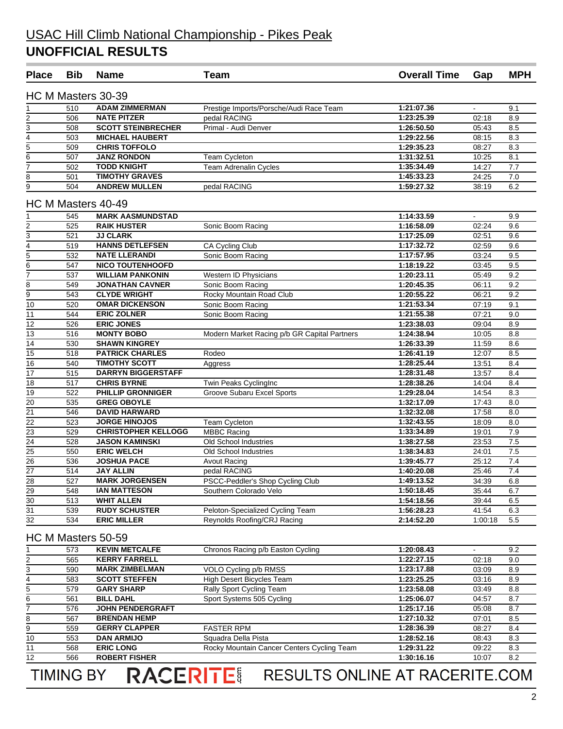# USAC Hill Climb National Championship - Pikes Peak

## UNOFFICIAL RESULTS

| Place | Bib | Name | Team | Overall Time | Gap | MPH |
|---|---|---|---|---|---|---|
| **HC M Masters 30-39** | | | | | | |
| 1 | 510 | ADAM ZIMMERMAN | Prestige Imports/Porsche/Audi Race Team | 1:21:07.36 | - | 9.1 |
| 2 | 506 | NATE PITZER | pedal RACING | 1:23:25.39 | 02:18 | 8.9 |
| 3 | 508 | SCOTT STEINBRECHER | Primal - Audi Denver | 1:26:50.50 | 05:43 | 8.5 |
| 4 | 503 | MICHAEL HAUBERT | | 1:29:22.56 | 08:15 | 8.3 |
| 5 | 509 | CHRIS TOFFOLO | | 1:29:35.23 | 08:27 | 8.3 |
| 6 | 507 | JANZ RONDON | Team Cycleton | 1:31:32.51 | 10:25 | 8.1 |
| 7 | 502 | TODD KNIGHT | Team Adrenalin Cycles | 1:35:34.49 | 14:27 | 7.7 |
| 8 | 501 | TIMOTHY GRAVES | | 1:45:33.23 | 24:25 | 7.0 |
| 9 | 504 | ANDREW MULLEN | pedal RACING | 1:59:27.32 | 38:19 | 6.2 |
| **HC M Masters 40-49** | | | | | | |
| 1 | 545 | MARK AASMUNDSTAD | | 1:14:33.59 | - | 9.9 |
| 2 | 525 | RAIK HUSTER | Sonic Boom Racing | 1:16:58.09 | 02:24 | 9.6 |
| 3 | 521 | JJ CLARK | | 1:17:25.09 | 02:51 | 9.6 |
| 4 | 519 | HANNS DETLEFSEN | CA Cycling Club | 1:17:32.72 | 02:59 | 9.6 |
| 5 | 532 | NATE LLERANDI | Sonic Boom Racing | 1:17:57.95 | 03:24 | 9.5 |
| 6 | 547 | NICO TOUTENHOOFD | | 1:18:19.22 | 03:45 | 9.5 |
| 7 | 537 | WILLIAM PANKONIN | Western ID Physicians | 1:20:23.11 | 05:49 | 9.2 |
| 8 | 549 | JONATHAN CAVNER | Sonic Boom Racing | 1:20:45.35 | 06:11 | 9.2 |
| 9 | 543 | CLYDE WRIGHT | Rocky Mountain Road Club | 1:20:55.22 | 06:21 | 9.2 |
| 10 | 520 | OMAR DICKENSON | Sonic Boom Racing | 1:21:53.34 | 07:19 | 9.1 |
| 11 | 544 | ERIC ZOLNER | Sonic Boom Racing | 1:21:55.38 | 07:21 | 9.0 |
| 12 | 526 | ERIC JONES | | 1:23:38.03 | 09:04 | 8.9 |
| 13 | 516 | MONTY BOBO | Modern Market Racing p/b GR Capital Partners | 1:24:38.94 | 10:05 | 8.8 |
| 14 | 530 | SHAWN KINGREY | | 1:26:33.39 | 11:59 | 8.6 |
| 15 | 518 | PATRICK CHARLES | Rodeo | 1:26:41.19 | 12:07 | 8.5 |
| 16 | 540 | TIMOTHY SCOTT | Aggress | 1:28:25.44 | 13:51 | 8.4 |
| 17 | 515 | DARRYN BIGGERSTAFF | | 1:28:31.48 | 13:57 | 8.4 |
| 18 | 517 | CHRIS BYRNE | Twin Peaks CyclingInc | 1:28:38.26 | 14:04 | 8.4 |
| 19 | 522 | PHILLIP GRONNIGER | Groove Subaru Excel Sports | 1:29:28.04 | 14:54 | 8.3 |
| 20 | 535 | GREG OBOYLE | | 1:32:17.09 | 17:43 | 8.0 |
| 21 | 546 | DAVID HARWARD | | 1:32:32.08 | 17:58 | 8.0 |
| 22 | 523 | JORGE HINOJOS | Team Cycleton | 1:32:43.55 | 18:09 | 8.0 |
| 23 | 529 | CHRISTOPHER KELLOGG | MBBC Racing | 1:33:34.89 | 19:01 | 7.9 |
| 24 | 528 | JASON KAMINSKI | Old School Industries | 1:38:27.58 | 23:53 | 7.5 |
| 25 | 550 | ERIC WELCH | Old School Industries | 1:38:34.83 | 24:01 | 7.5 |
| 26 | 536 | JOSHUA PACE | Avout Racing | 1:39:45.77 | 25:12 | 7.4 |
| 27 | 514 | JAY ALLIN | pedal RACING | 1:40:20.08 | 25:46 | 7.4 |
| 28 | 527 | MARK JORGENSEN | PSCC-Peddler's Shop Cycling Club | 1:49:13.52 | 34:39 | 6.8 |
| 29 | 548 | IAN MATTESON | Southern Colorado Velo | 1:50:18.45 | 35:44 | 6.7 |
| 30 | 513 | WHIT ALLEN | | 1:54:18.56 | 39:44 | 6.5 |
| 31 | 539 | RUDY SCHUSTER | Peloton-Specialized Cycling Team | 1:56:28.23 | 41:54 | 6.3 |
| 32 | 534 | ERIC MILLER | Reynolds Roofing/CRJ Racing | 2:14:52.20 | 1:00:18 | 5.5 |
| **HC M Masters 50-59** | | | | | | |
| 1 | 573 | KEVIN METCALFE | Chronos Racing p/b Easton Cycling | 1:20:08.43 | - | 9.2 |
| 2 | 565 | KERRY FARRELL | | 1:22:27.15 | 02:18 | 9.0 |
| 3 | 590 | MARK ZIMBELMAN | VOLO Cycling p/b RMSS | 1:23:17.88 | 03:09 | 8.9 |
| 4 | 583 | SCOTT STEFFEN | High Desert Bicycles Team | 1:23:25.25 | 03:16 | 8.9 |
| 5 | 579 | GARY SHARP | Rally Sport Cycling Team | 1:23:58.08 | 03:49 | 8.8 |
| 6 | 561 | BILL DAHL | Sport Systems 505 Cycling | 1:25:06.07 | 04:57 | 8.7 |
| 7 | 576 | JOHN PENDERGRAFT | | 1:25:17.16 | 05:08 | 8.7 |
| 8 | 567 | BRENDAN HEMP | | 1:27:10.32 | 07:01 | 8.5 |
| 9 | 559 | GERRY CLAPPER | FASTER RPM | 1:28:36.39 | 08:27 | 8.4 |
| 10 | 553 | DAN ARMIJO | Squadra Della Pista | 1:28:52.16 | 08:43 | 8.3 |
| 11 | 568 | ERIC LONG | Rocky Mountain Cancer Centers Cycling Team | 1:29:31.22 | 09:22 | 8.3 |
| 12 | 566 | ROBERT FISHER | | 1:30:16.16 | 10:07 | 8.2 |

TIMING BY RACERITE RESULTS ONLINE AT RACERITE.COM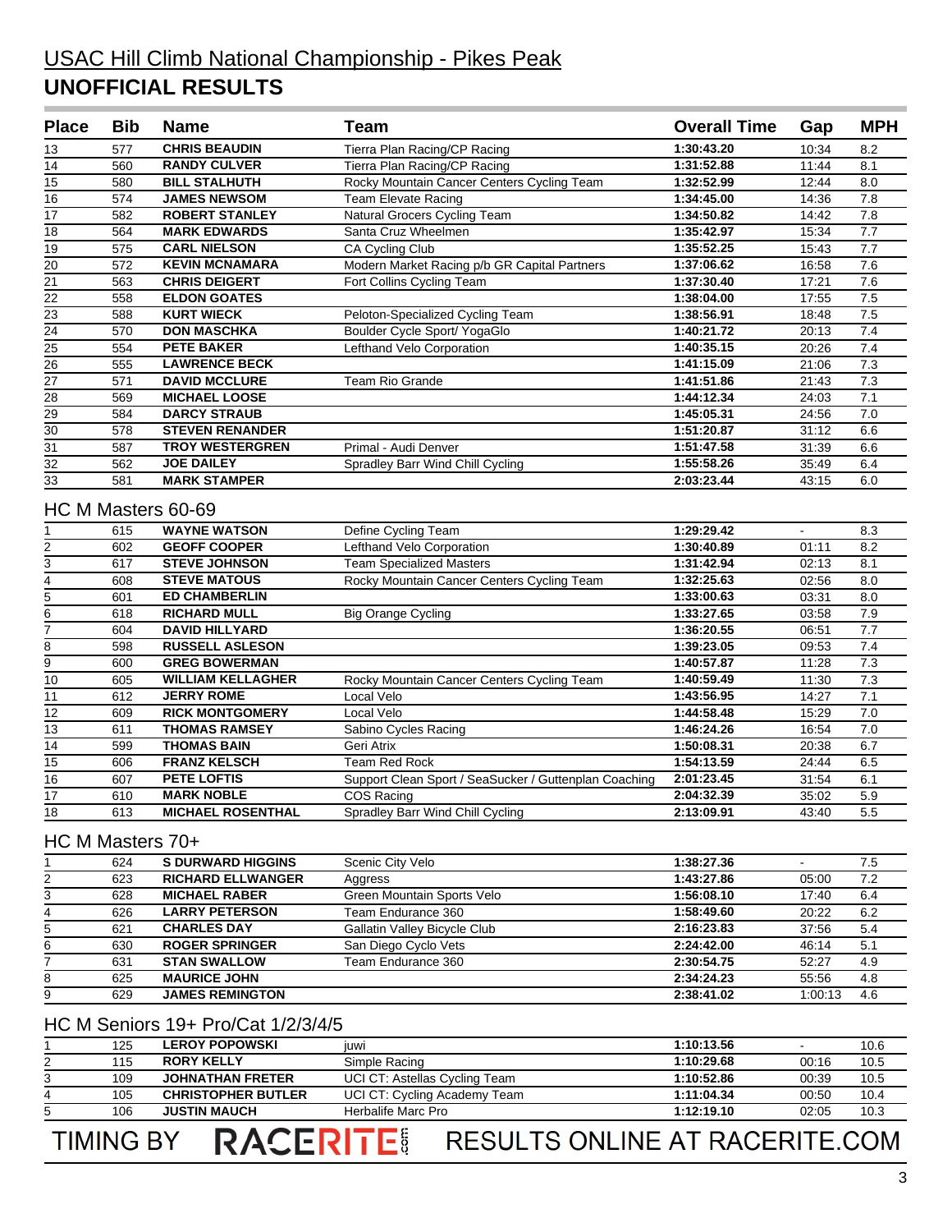# USAC Hill Climb National Championship - Pikes Peak

## UNOFFICIAL RESULTS

| Place | Bib | Name | Team | Overall Time | Gap | MPH |
|---|---|---|---|---|---|---|
| 13 | 577 | **CHRIS BEAUDIN** | Tierra Plan Racing/CP Racing | **1:30:43.20** | 10:34 | 8.2 |
| 14 | 560 | **RANDY CULVER** | Tierra Plan Racing/CP Racing | **1:31:52.88** | 11:44 | 8.1 |
| 15 | 580 | **BILL STALHUTH** | Rocky Mountain Cancer Centers Cycling Team | **1:32:52.99** | 12:44 | 8.0 |
| 16 | 574 | **JAMES NEWSOM** | Team Elevate Racing | **1:34:45.00** | 14:36 | 7.8 |
| 17 | 582 | **ROBERT STANLEY** | Natural Grocers Cycling Team | **1:34:50.82** | 14:42 | 7.8 |
| 18 | 564 | **MARK EDWARDS** | Santa Cruz Wheelmen | **1:35:42.97** | 15:34 | 7.7 |
| 19 | 575 | **CARL NIELSON** | CA Cycling Club | **1:35:52.25** | 15:43 | 7.7 |
| 20 | 572 | **KEVIN MCNAMARA** | Modern Market Racing p/b GR Capital Partners | **1:37:06.62** | 16:58 | 7.6 |
| 21 | 563 | **CHRIS DEIGERT** | Fort Collins Cycling Team | **1:37:30.40** | 17:21 | 7.6 |
| 22 | 558 | **ELDON GOATES** | | **1:38:04.00** | 17:55 | 7.5 |
| 23 | 588 | **KURT WIECK** | Peloton-Specialized Cycling Team | **1:38:56.91** | 18:48 | 7.5 |
| 24 | 570 | **DON MASCHKA** | Boulder Cycle Sport/ YogaGlo | **1:40:21.72** | 20:13 | 7.4 |
| 25 | 554 | **PETE BAKER** | Lefthand Velo Corporation | **1:40:35.15** | 20:26 | 7.4 |
| 26 | 555 | **LAWRENCE BECK** | | **1:41:15.09** | 21:06 | 7.3 |
| 27 | 571 | **DAVID MCCLURE** | Team Rio Grande | **1:41:51.86** | 21:43 | 7.3 |
| 28 | 569 | **MICHAEL LOOSE** | | **1:44:12.34** | 24:03 | 7.1 |
| 29 | 584 | **DARCY STRAUB** | | **1:45:05.31** | 24:56 | 7.0 |
| 30 | 578 | **STEVEN RENANDER** | | **1:51:20.87** | 31:12 | 6.6 |
| 31 | 587 | **TROY WESTERGREN** | Primal - Audi Denver | **1:51:47.58** | 31:39 | 6.6 |
| 32 | 562 | **JOE DAILEY** | Spradley Barr Wind Chill Cycling | **1:55:58.26** | 35:49 | 6.4 |
| 33 | 581 | **MARK STAMPER** | | **2:03:23.44** | 43:15 | 6.0 |

### HC M Masters 60-69

| Place | Bib | Name | Team | Overall Time | Gap | MPH |
|---|---|---|---|---|---|---|
| 1 | 615 | **WAYNE WATSON** | Define Cycling Team | **1:29:29.42** | - | 8.3 |
| 2 | 602 | **GEOFF COOPER** | Lefthand Velo Corporation | **1:30:40.89** | 01:11 | 8.2 |
| 3 | 617 | **STEVE JOHNSON** | Team Specialized Masters | **1:31:42.94** | 02:13 | 8.1 |
| 4 | 608 | **STEVE MATOUS** | Rocky Mountain Cancer Centers Cycling Team | **1:32:25.63** | 02:56 | 8.0 |
| 5 | 601 | **ED CHAMBERLIN** | | **1:33:00.63** | 03:31 | 8.0 |
| 6 | 618 | **RICHARD MULL** | Big Orange Cycling | **1:33:27.65** | 03:58 | 7.9 |
| 7 | 604 | **DAVID HILLYARD** | | **1:36:20.55** | 06:51 | 7.7 |
| 8 | 598 | **RUSSELL ASLESON** | | **1:39:23.05** | 09:53 | 7.4 |
| 9 | 600 | **GREG BOWERMAN** | | **1:40:57.87** | 11:28 | 7.3 |
| 10 | 605 | **WILLIAM KELLAGHER** | Rocky Mountain Cancer Centers Cycling Team | **1:40:59.49** | 11:30 | 7.3 |
| 11 | 612 | **JERRY ROME** | Local Velo | **1:43:56.95** | 14:27 | 7.1 |
| 12 | 609 | **RICK MONTGOMERY** | Local Velo | **1:44:58.48** | 15:29 | 7.0 |
| 13 | 611 | **THOMAS RAMSEY** | Sabino Cycles Racing | **1:46:24.26** | 16:54 | 7.0 |
| 14 | 599 | **THOMAS BAIN** | Geri Atrix | **1:50:08.31** | 20:38 | 6.7 |
| 15 | 606 | **FRANZ KELSCH** | Team Red Rock | **1:54:13.59** | 24:44 | 6.5 |
| 16 | 607 | **PETE LOFTIS** | Support Clean Sport / SeaSucker / Guttenplan Coaching | **2:01:23.45** | 31:54 | 6.1 |
| 17 | 610 | **MARK NOBLE** | COS Racing | **2:04:32.39** | 35:02 | 5.9 |
| 18 | 613 | **MICHAEL ROSENTHAL** | Spradley Barr Wind Chill Cycling | **2:13:09.91** | 43:40 | 5.5 |

### HC M Masters 70+

| Place | Bib | Name | Team | Overall Time | Gap | MPH |
|---|---|---|---|---|---|---|
| 1 | 624 | **S DURWARD HIGGINS** | Scenic City Velo | **1:38:27.36** | - | 7.5 |
| 2 | 623 | **RICHARD ELLWANGER** | Aggress | **1:43:27.86** | 05:00 | 7.2 |
| 3 | 628 | **MICHAEL RABER** | Green Mountain Sports Velo | **1:56:08.10** | 17:40 | 6.4 |
| 4 | 626 | **LARRY PETERSON** | Team Endurance 360 | **1:58:49.60** | 20:22 | 6.2 |
| 5 | 621 | **CHARLES DAY** | Gallatin Valley Bicycle Club | **2:16:23.83** | 37:56 | 5.4 |
| 6 | 630 | **ROGER SPRINGER** | San Diego Cyclo Vets | **2:24:42.00** | 46:14 | 5.1 |
| 7 | 631 | **STAN SWALLOW** | Team Endurance 360 | **2:30:54.75** | 52:27 | 4.9 |
| 8 | 625 | **MAURICE JOHN** | | **2:34:24.23** | 55:56 | 4.8 |
| 9 | 629 | **JAMES REMINGTON** | | **2:38:41.02** | 1:00:13 | 4.6 |

### HC M Seniors 19+ Pro/Cat 1/2/3/4/5

| Place | Bib | Name | Team | Overall Time | Gap | MPH |
|---|---|---|---|---|---|---|
| 1 | 125 | **LEROY POPOWSKI** | juwi | **1:10:13.56** | - | 10.6 |
| 2 | 115 | **RORY KELLY** | Simple Racing | **1:10:29.68** | 00:16 | 10.5 |
| 3 | 109 | **JOHNATHAN FRETER** | UCI CT: Astellas Cycling Team | **1:10:52.86** | 00:39 | 10.5 |
| 4 | 105 | **CHRISTOPHER BUTLER** | UCI CT: Cycling Academy Team | **1:11:04.34** | 00:50 | 10.4 |
| 5 | 106 | **JUSTIN MAUCH** | Herbalife Marc Pro | **1:12:19.10** | 02:05 | 10.3 |

TIMING BY RACERITE.com RESULTS ONLINE AT RACERITE.COM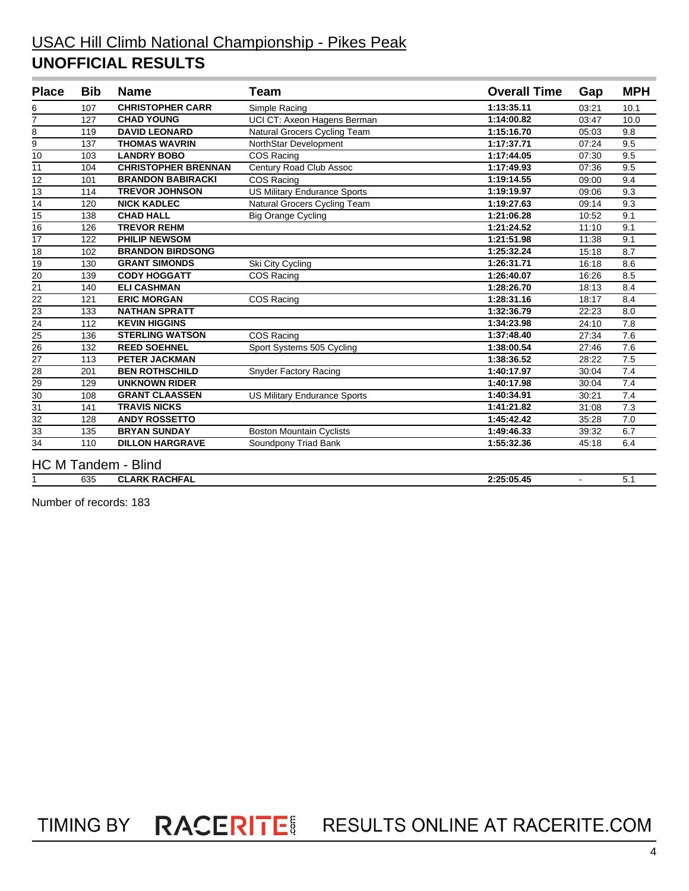# USAC Hill Climb National Championship - Pikes Peak

## UNOFFICIAL RESULTS

| Place | Bib | Name | Team | Overall Time | Gap | MPH |
|---|---|---|---|---|---|---|
| 6 | 107 | **CHRISTOPHER CARR** | Simple Racing | **1:13:35.11** | 03:21 | 10.1 |
| 7 | 127 | **CHAD YOUNG** | UCI CT: Axeon Hagens Berman | **1:14:00.82** | 03:47 | 10.0 |
| 8 | 119 | **DAVID LEONARD** | Natural Grocers Cycling Team | **1:15:16.70** | 05:03 | 9.8 |
| 9 | 137 | **THOMAS WAVRIN** | NorthStar Development | **1:17:37.71** | 07:24 | 9.5 |
| 10 | 103 | **LANDRY BOBO** | COS Racing | **1:17:44.05** | 07:30 | 9.5 |
| 11 | 104 | **CHRISTOPHER BRENNAN** | Century Road Club Assoc | **1:17:49.93** | 07:36 | 9.5 |
| 12 | 101 | **BRANDON BABIRACKI** | COS Racing | **1:19:14.55** | 09:00 | 9.4 |
| 13 | 114 | **TREVOR JOHNSON** | US Military Endurance Sports | **1:19:19.97** | 09:06 | 9.3 |
| 14 | 120 | **NICK KADLEC** | Natural Grocers Cycling Team | **1:19:27.63** | 09:14 | 9.3 |
| 15 | 138 | **CHAD HALL** | Big Orange Cycling | **1:21:06.28** | 10:52 | 9.1 |
| 16 | 126 | **TREVOR REHM** | | **1:21:24.52** | 11:10 | 9.1 |
| 17 | 122 | **PHILIP NEWSOM** | | **1:21:51.98** | 11:38 | 9.1 |
| 18 | 102 | **BRANDON BIRDSONG** | | **1:25:32.24** | 15:18 | 8.7 |
| 19 | 130 | **GRANT SIMONDS** | Ski City Cycling | **1:26:31.71** | 16:18 | 8.6 |
| 20 | 139 | **CODY HOGGATT** | COS Racing | **1:26:40.07** | 16:26 | 8.5 |
| 21 | 140 | **ELI CASHMAN** | | **1:28:26.70** | 18:13 | 8.4 |
| 22 | 121 | **ERIC MORGAN** | COS Racing | **1:28:31.16** | 18:17 | 8.4 |
| 23 | 133 | **NATHAN SPRATT** | | **1:32:36.79** | 22:23 | 8.0 |
| 24 | 112 | **KEVIN HIGGINS** | | **1:34:23.98** | 24:10 | 7.8 |
| 25 | 136 | **STERLING WATSON** | COS Racing | **1:37:48.40** | 27:34 | 7.6 |
| 26 | 132 | **REED SOEHNEL** | Sport Systems 505 Cycling | **1:38:00.54** | 27:46 | 7.6 |
| 27 | 113 | **PETER JACKMAN** | | **1:38:36.52** | 28:22 | 7.5 |
| 28 | 201 | **BEN ROTHSCHILD** | Snyder Factory Racing | **1:40:17.97** | 30:04 | 7.4 |
| 29 | 129 | **UNKNOWN RIDER** | | **1:40:17.98** | 30:04 | 7.4 |
| 30 | 108 | **GRANT CLAASSEN** | US Military Endurance Sports | **1:40:34.91** | 30:21 | 7.4 |
| 31 | 141 | **TRAVIS NICKS** | | **1:41:21.82** | 31:08 | 7.3 |
| 32 | 128 | **ANDY ROSSETTO** | | **1:45:42.42** | 35:28 | 7.0 |
| 33 | 135 | **BRYAN SUNDAY** | Boston Mountain Cyclists | **1:49:46.33** | 39:32 | 6.7 |
| 34 | 110 | **DILLON HARGRAVE** | Soundpony Triad Bank | **1:55:32.36** | 45:18 | 6.4 |

### HC M Tandem - Blind

| Place | Bib | Name | Team | Overall Time | Gap | MPH |
|---|---|---|---|---|---|---|
| 1 | 635 | **CLARK RACHFAL** | | **2:25:05.45** | - | 5.1 |

Number of records: 183

TIMING BY RACERITE RESULTS ONLINE AT RACERITE.COM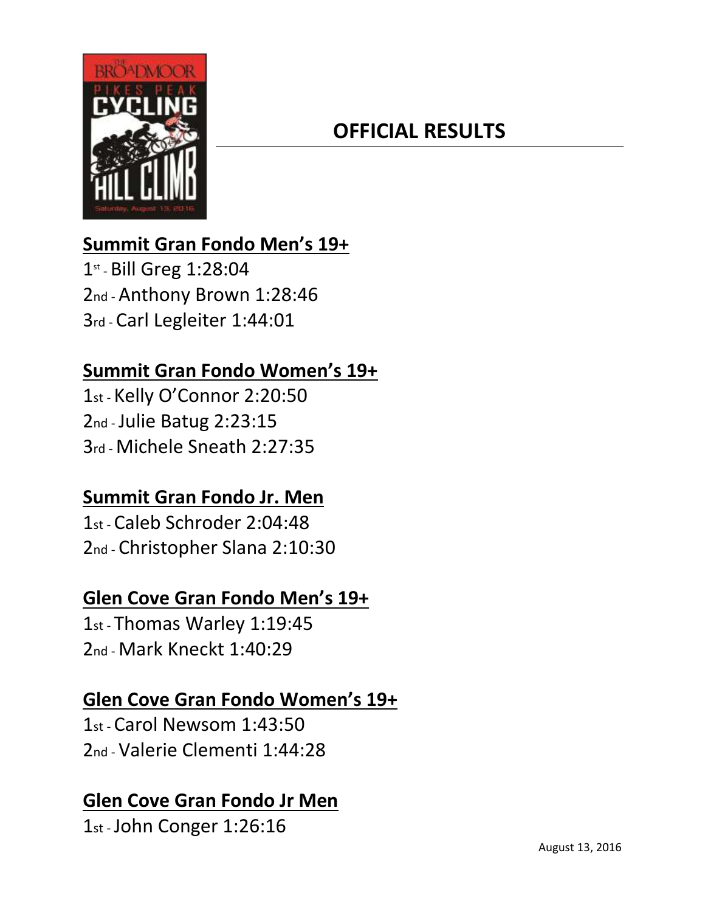# OFFICIAL RESULTS

## Summit Gran Fondo Men's 19+

1st - Bill Greg 1:28:04
2nd - Anthony Brown 1:28:46
3rd - Carl Legleiter 1:44:01

## Summit Gran Fondo Women's 19+

1st - Kelly O'Connor 2:20:50
2nd - Julie Batug 2:23:15
3rd - Michele Sneath 2:27:35

## Summit Gran Fondo Jr. Men

1st - Caleb Schroder 2:04:48
2nd - Christopher Slana 2:10:30

## Glen Cove Gran Fondo Men's 19+

1st - Thomas Warley 1:19:45
2nd - Mark Kneckt 1:40:29

## Glen Cove Gran Fondo Women's 19+

1st - Carol Newsom 1:43:50
2nd - Valerie Clementi 1:44:28

## Glen Cove Gran Fondo Jr Men

1st - John Conger 1:26:16

August 13, 2016